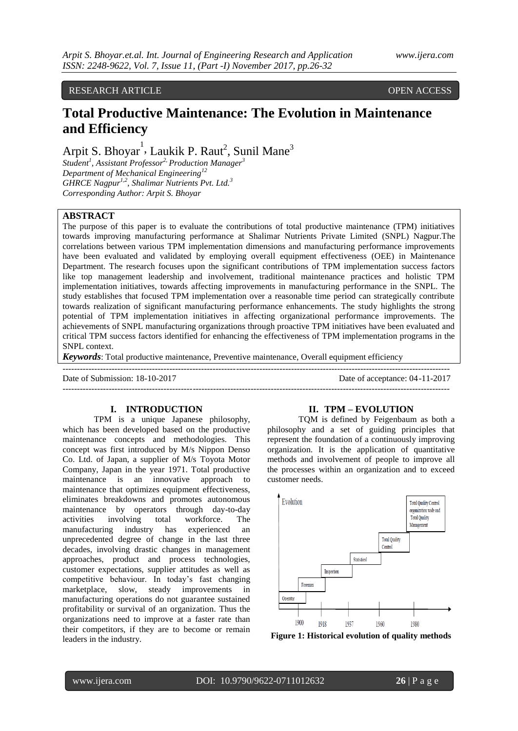RESEARCH ARTICLE OPEN ACCESS

# Total Productive Maintenance: The Evolution in Maintenance and Efficiency

Arpit S. Bhoyar[1], Laukik P. Raut[2], Sunil Mane[3]

*Student[1], Assistant Professor[2], Production Manager[3]*
*Department of Mechanical Engineering[12]*
*GHRCE Nagpur[1,2], Shalimar Nutrients Pvt. Ltd.[3]*
*Corresponding Author: Arpit S. Bhoyar*

## ABSTRACT

The purpose of this paper is to evaluate the contributions of total productive maintenance (TPM) initiatives towards improving manufacturing performance at Shalimar Nutrients Private Limited (SNPL) Nagpur.The correlations between various TPM implementation dimensions and manufacturing performance improvements have been evaluated and validated by employing overall equipment effectiveness (OEE) in Maintenance Department. The research focuses upon the significant contributions of TPM implementation success factors like top management leadership and involvement, traditional maintenance practices and holistic TPM implementation initiatives, towards affecting improvements in manufacturing performance in the SNPL. The study establishes that focused TPM implementation over a reasonable time period can strategically contribute towards realization of significant manufacturing performance enhancements. The study highlights the strong potential of TPM implementation initiatives in affecting organizational performance improvements. The achievements of SNPL manufacturing organizations through proactive TPM initiatives have been evaluated and critical TPM success factors identified for enhancing the effectiveness of TPM implementation programs in the SNPL context.

***Keywords***: Total productive maintenance, Preventive maintenance, Overall equipment efficiency

---

Date of Submission: 18-10-2017 Date of acceptance: 04-11-2017

---

## I. INTRODUCTION

TPM is a unique Japanese philosophy, which has been developed based on the productive maintenance concepts and methodologies. This concept was first introduced by M/s Nippon Denso Co. Ltd. of Japan, a supplier of M/s Toyota Motor Company, Japan in the year 1971. Total productive maintenance is an innovative approach to maintenance that optimizes equipment effectiveness, eliminates breakdowns and promotes autonomous maintenance by operators through day-to-day activities involving total workforce. The manufacturing industry has experienced an unprecedented degree of change in the last three decades, involving drastic changes in management approaches, product and process technologies, customer expectations, supplier attitudes as well as competitive behaviour. In today's fast changing marketplace, slow, steady improvements in manufacturing operations do not guarantee sustained profitability or survival of an organization. Thus the organizations need to improve at a faster rate than their competitors, if they are to become or remain leaders in the industry.

## II. TPM – EVOLUTION

TQM is defined by Feigenbaum as both a philosophy and a set of guiding principles that represent the foundation of a continuously improving organization. It is the application of quantitative methods and involvement of people to improve all the processes within an organization and to exceed customer needs.

**Figure 1: Historical evolution of quality methods**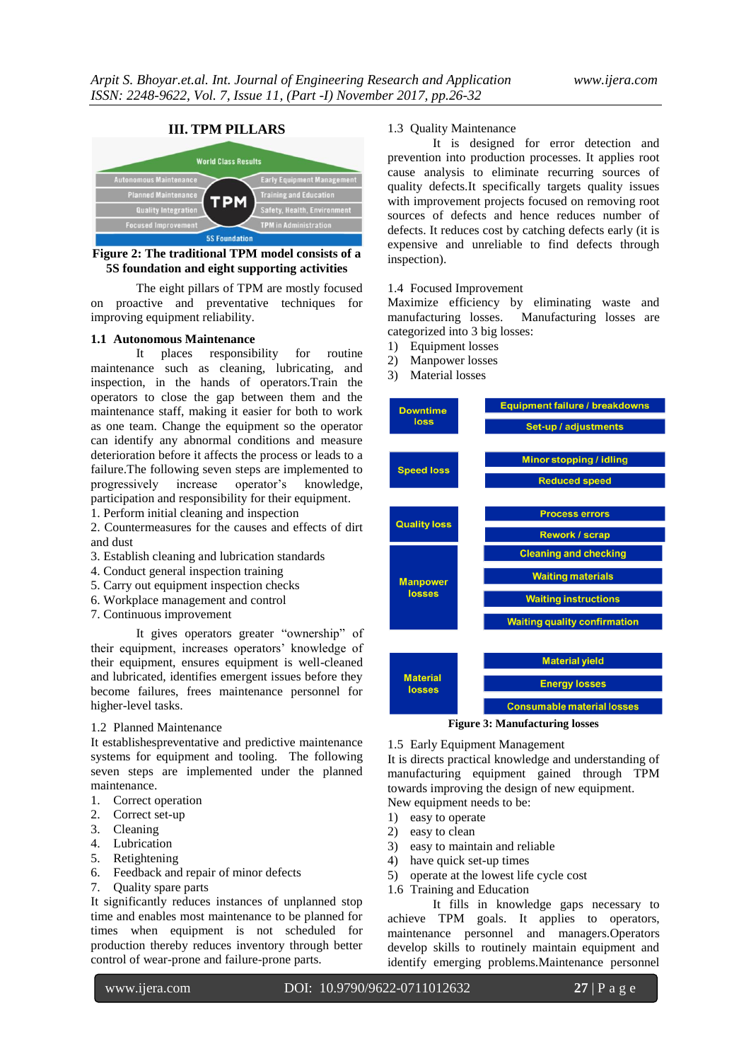## III. TPM PILLARS

**Figure 2: The traditional TPM model consists of a 5S foundation and eight supporting activities**

The eight pillars of TPM are mostly focused on proactive and preventative techniques for improving equipment reliability.

### 1.1 Autonomous Maintenance

It places responsibility for routine maintenance such as cleaning, lubricating, and inspection, in the hands of operators.Train the operators to close the gap between them and the maintenance staff, making it easier for both to work as one team. Change the equipment so the operator can identify any abnormal conditions and measure deterioration before it affects the process or leads to a failure.The following seven steps are implemented to progressively increase operator's knowledge, participation and responsibility for their equipment.

1. Perform initial cleaning and inspection
2. Countermeasures for the causes and effects of dirt and dust
3. Establish cleaning and lubrication standards
4. Conduct general inspection training
5. Carry out equipment inspection checks
6. Workplace management and control
7. Continuous improvement

It gives operators greater "ownership" of their equipment, increases operators' knowledge of their equipment, ensures equipment is well-cleaned and lubricated, identifies emergent issues before they become failures, frees maintenance personnel for higher-level tasks.

### 1.2 Planned Maintenance

It establishespreventative and predictive maintenance systems for equipment and tooling. The following seven steps are implemented under the planned maintenance.

1. Correct operation
2. Correct set-up
3. Cleaning
4. Lubrication
5. Retightening
6. Feedback and repair of minor defects
7. Quality spare parts

It significantly reduces instances of unplanned stop time and enables most maintenance to be planned for times when equipment is not scheduled for production thereby reduces inventory through better control of wear-prone and failure-prone parts.

### 1.3 Quality Maintenance

It is designed for error detection and prevention into production processes. It applies root cause analysis to eliminate recurring sources of quality defects.It specifically targets quality issues with improvement projects focused on removing root sources of defects and hence reduces number of defects. It reduces cost by catching defects early (it is expensive and unreliable to find defects through inspection).

### 1.4 Focused Improvement

Maximize efficiency by eliminating waste and manufacturing losses. Manufacturing losses are categorized into 3 big losses:

1) Equipment losses
2) Manpower losses
3) Material losses

| Loss category | Losses |
|---|---|
| Downtime loss | Equipment failure / breakdowns |
| | Set-up / adjustments |
| Speed loss | Minor stopping / idling |
| | Reduced speed |
| Quality loss | Process errors |
| | Rework / scrap |
| Manpower losses | Cleaning and checking |
| | Waiting materials |
| | Waiting instructions |
| | Waiting quality confirmation |
| Material losses | Material yield |
| | Energy losses |
| | Consumable material losses |

**Figure 3: Manufacturing losses**

### 1.5 Early Equipment Management

It is directs practical knowledge and understanding of manufacturing equipment gained through TPM towards improving the design of new equipment.

New equipment needs to be:

1) easy to operate
2) easy to clean
3) easy to maintain and reliable
4) have quick set-up times
5) operate at the lowest life cycle cost

### 1.6 Training and Education

It fills in knowledge gaps necessary to achieve TPM goals. It applies to operators, maintenance personnel and managers.Operators develop skills to routinely maintain equipment and identify emerging problems.Maintenance personnel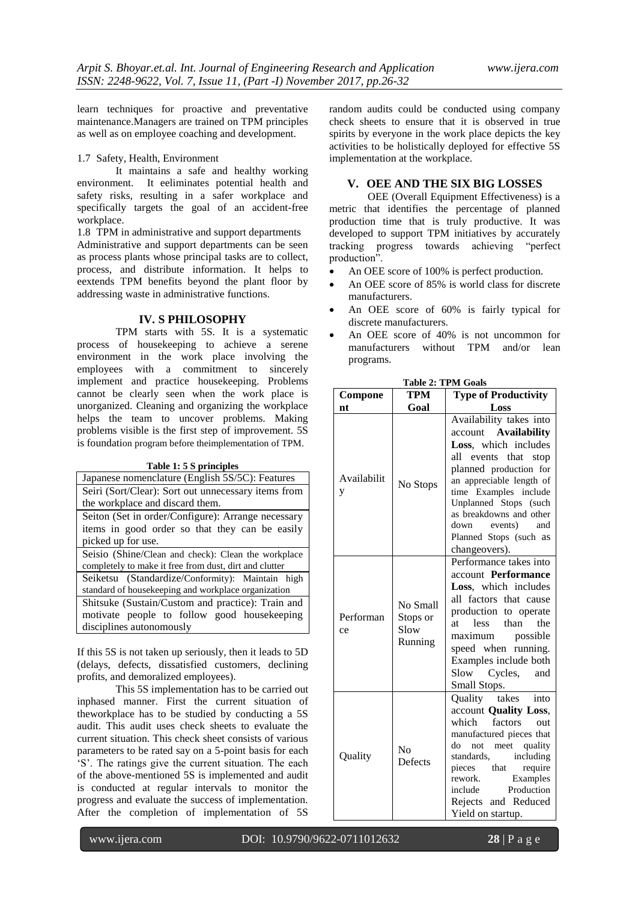learn techniques for proactive and preventative maintenance.Managers are trained on TPM principles as well as on employee coaching and development.

1.7 Safety, Health, Environment

It maintains a safe and healthy working environment. It eeliminates potential health and safety risks, resulting in a safer workplace and specifically targets the goal of an accident-free workplace.

1.8 TPM in administrative and support departments

Administrative and support departments can be seen as process plants whose principal tasks are to collect, process, and distribute information. It helps to eextends TPM benefits beyond the plant floor by addressing waste in administrative functions.

## IV. S PHILOSOPHY

TPM starts with 5S. It is a systematic process of housekeeping to achieve a serene environment in the work place involving the employees with a commitment to sincerely implement and practice housekeeping. Problems cannot be clearly seen when the work place is unorganized. Cleaning and organizing the workplace helps the team to uncover problems. Making problems visible is the first step of improvement. 5S is foundation program before theimplementation of TPM.

**Table 1: 5 S principles**

| Japanese nomenclature (English 5S/5C): Features |
|---|
| Seiri (Sort/Clear): Sort out unnecessary items from the workplace and discard them. |
| Seiton (Set in order/Configure): Arrange necessary items in good order so that they can be easily picked up for use. |
| Seisio (Shine/Clean and check): Clean the workplace completely to make it free from dust, dirt and clutter |
| Seiketsu (Standardize/Conformity): Maintain high standard of housekeeping and workplace organization |
| Shitsuke (Sustain/Custom and practice): Train and motivate people to follow good housekeeping disciplines autonomously |

If this 5S is not taken up seriously, then it leads to 5D (delays, defects, dissatisfied customers, declining profits, and demoralized employees).

This 5S implementation has to be carried out inphased manner. First the current situation of theworkplace has to be studied by conducting a 5S audit. This audit uses check sheets to evaluate the current situation. This check sheet consists of various parameters to be rated say on a 5-point basis for each 'S'. The ratings give the current situation. The each of the above-mentioned 5S is implemented and audit is conducted at regular intervals to monitor the progress and evaluate the success of implementation. After the completion of implementation of 5S random audits could be conducted using company check sheets to ensure that it is observed in true spirits by everyone in the work place depicts the key activities to be holistically deployed for effective 5S implementation at the workplace.

## V. OEE AND THE SIX BIG LOSSES

OEE (Overall Equipment Effectiveness) is a metric that identifies the percentage of planned production time that is truly productive. It was developed to support TPM initiatives by accurately tracking progress towards achieving "perfect production".

- An OEE score of 100% is perfect production.
- An OEE score of 85% is world class for discrete manufacturers.
- An OEE score of 60% is fairly typical for discrete manufacturers.
- An OEE score of 40% is not uncommon for manufacturers without TPM and/or lean programs.

**Table 2: TPM Goals**

| Component | TPM Goal | Type of Productivity Loss |
|---|---|---|
| Availability | No Stops | Availability takes into account **Availability Loss**, which includes all events that stop planned production for an appreciable length of time Examples include Unplanned Stops (such as breakdowns and other down events) and Planned Stops (such as changeovers). |
| Performance | No Small Stops or Slow Running | Performance takes into account **Performance Loss**, which includes all factors that cause production to operate at less than the maximum possible speed when running. Examples include both Slow Cycles, and Small Stops. |
| Quality | No Defects | Quality takes into account **Quality Loss**, which factors out manufactured pieces that do not meet quality standards, including pieces that require rework. Examples include Production Rejects and Reduced Yield on startup. |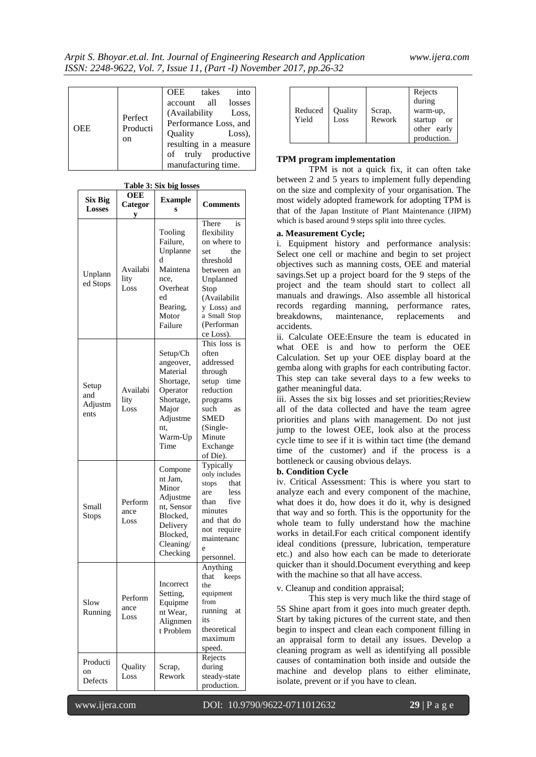| OEE | Perfect Production | OEE takes into account all losses (Availability Loss, Performance Loss, and Quality Loss), resulting in a measure of truly productive manufacturing time. |
|---|---|---|

**Table 3: Six big losses**

| Six Big Losses | OEE Category | Examples | Comments |
|---|---|---|---|
| Unplanned Stops | Availability Loss | Tooling Failure, Unplanned Maintenance, Overheated Bearing, Motor Failure | There is flexibility on where to set the threshold between an Unplanned Stop (Availability Loss) and a Small Stop (Performance Loss). |
| Setup and Adjustments | Availability Loss | Setup/Changeover, Material Shortage, Operator Shortage, Major Adjustment, Warm-Up Time | This loss is often addressed through setup time reduction programs such as SMED (Single-Minute Exchange of Die). |
| Small Stops | Performance Loss | Component Jam, Minor Adjustment, Sensor Blocked, Delivery Blocked, Cleaning/Checking | Typically only includes stops that are less than five minutes and that do not require maintenance personnel. |
| Slow Running | Performance Loss | Incorrect Setting, Equipment Wear, Alignment Problem | Anything that keeps the equipment from running at its theoretical maximum speed. |
| Production Defects | Quality Loss | Scrap, Rework | Rejects during steady-state production. |
| Reduced Yield | Quality Loss | Scrap, Rework | Rejects during warm-up, startup or other early production. |

**TPM program implementation**

TPM is not a quick fix, it can often take between 2 and 5 years to implement fully depending on the size and complexity of your organisation. The most widely adopted framework for adopting TPM is that of the Japan Institute of Plant Maintenance (JIPM) which is based around 9 steps split into three cycles.

**a. Measurement Cycle;**

i. Equipment history and performance analysis: Select one cell or machine and begin to set project objectives such as manning costs, OEE and material savings.Set up a project board for the 9 steps of the project and the team should start to collect all manuals and drawings. Also assemble all historical records regarding manning, performance rates, breakdowns, maintenance, replacements and accidents.

ii. Calculate OEE:Ensure the team is educated in what OEE is and how to perform the OEE Calculation. Set up your OEE display board at the gemba along with graphs for each contributing factor. This step can take several days to a few weeks to gather meaningful data.

iii. Asses the six big losses and set priorities;Review all of the data collected and have the team agree priorities and plans with management. Do not just jump to the lowest OEE, look also at the process cycle time to see if it is within tact time (the demand time of the customer) and if the process is a bottleneck or causing obvious delays.

**b. Condition Cycle**

iv. Critical Assessment: This is where you start to analyze each and every component of the machine, what does it do, how does it do it, why is designed that way and so forth. This is the opportunity for the whole team to fully understand how the machine works in detail.For each critical component identify ideal conditions (pressure, lubrication, temperature etc.) and also how each can be made to deteriorate quicker than it should.Document everything and keep with the machine so that all have access.

v. Cleanup and condition appraisal;

This step is very much like the third stage of 5S Shine apart from it goes into much greater depth. Start by taking pictures of the current state, and then begin to inspect and clean each component filling in an appraisal form to detail any issues. Develop a cleaning program as well as identifying all possible causes of contamination both inside and outside the machine and develop plans to either eliminate, isolate, prevent or if you have to clean.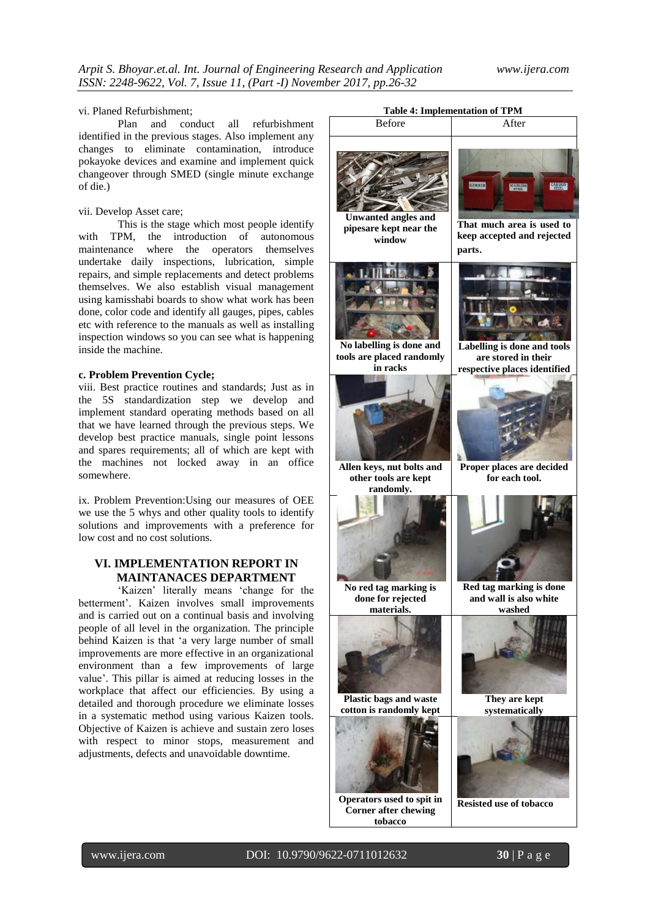vi. Planed Refurbishment;

Plan and conduct all refurbishment identified in the previous stages. Also implement any changes to eliminate contamination, introduce pokayoke devices and examine and implement quick changeover through SMED (single minute exchange of die.)

vii. Develop Asset care;

This is the stage which most people identify with TPM, the introduction of autonomous maintenance where the operators themselves undertake daily inspections, lubrication, simple repairs, and simple replacements and detect problems themselves. We also establish visual management using kamisshabi boards to show what work has been done, color code and identify all gauges, pipes, cables etc with reference to the manuals as well as installing inspection windows so you can see what is happening inside the machine.

**c. Problem Prevention Cycle;**

viii. Best practice routines and standards; Just as in the 5S standardization step we develop and implement standard operating methods based on all that we have learned through the previous steps. We develop best practice manuals, single point lessons and spares requirements; all of which are kept with the machines not locked away in an office somewhere.

ix. Problem Prevention:Using our measures of OEE we use the 5 whys and other quality tools to identify solutions and improvements with a preference for low cost and no cost solutions.

## VI. IMPLEMENTATION REPORT IN MAINTANACES DEPARTMENT

'Kaizen' literally means 'change for the betterment'. Kaizen involves small improvements and is carried out on a continual basis and involving people of all level in the organization. The principle behind Kaizen is that 'a very large number of small improvements are more effective in an organizational environment than a few improvements of large value'. This pillar is aimed at reducing losses in the workplace that affect our efficiencies. By using a detailed and thorough procedure we eliminate losses in a systematic method using various Kaizen tools. Objective of Kaizen is achieve and sustain zero loses with respect to minor stops, measurement and adjustments, defects and unavoidable downtime.

**Table 4: Implementation of TPM**

| Before | After |
|---|---|
| **Unwanted angles and pipesare kept near the window** | **That much area is used to keep accepted and rejected parts.** |
| **No labelling is done and tools are placed randomly in racks** | **Labelling is done and tools are stored in their respective places identified** |
| **Allen keys, nut bolts and other tools are kept randomly.** | **Proper places are decided for each tool.** |
| **No red tag marking is done for rejected materials.** | **Red tag marking is done and wall is also white washed** |
| **Plastic bags and waste cotton is randomly kept** | **They are kept systematically** |
| **Operators used to spit in Corner after chewing tobacco** | **Resisted use of tobacco** |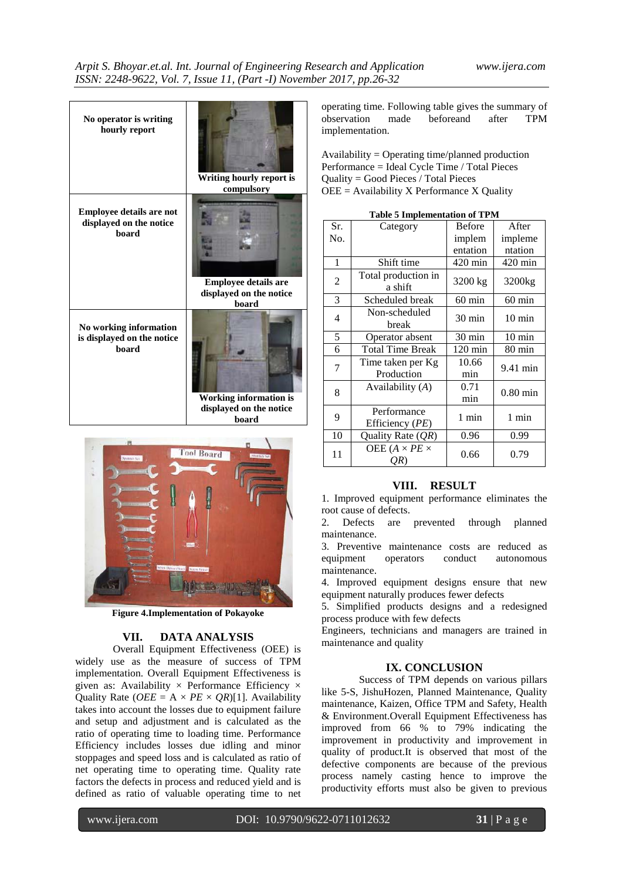| No operator is writing hourly report | Writing hourly report is compulsory |
|---|---|
| Employee details are not displayed on the notice board | Employee details are displayed on the notice board |
| No working information is displayed on the notice board | Working information is displayed on the notice board |

Figure 4.Implementation of Pokayoke

## VII. DATA ANALYSIS

Overall Equipment Effectiveness (OEE) is widely use as the measure of success of TPM implementation. Overall Equipment Effectiveness is given as: Availability × Performance Efficiency × Quality Rate ($OEE = A \times PE \times QR$)[1]. Availability takes into account the losses due to equipment failure and setup and adjustment and is calculated as the ratio of operating time to loading time. Performance Efficiency includes losses due idling and minor stoppages and speed loss and is calculated as ratio of net operating time to operating time. Quality rate factors the defects in process and reduced yield and is defined as ratio of valuable operating time to net operating time. Following table gives the summary of observation made beforeand after TPM implementation.

Availability = Operating time/planned production
Performance = Ideal Cycle Time / Total Pieces
Quality = Good Pieces / Total Pieces
OEE = Availability X Performance X Quality

**Table 5 Implementation of TPM**

| Sr. No. | Category | Before implementation | After implementation |
|---|---|---|---|
| 1 | Shift time | 420 min | 420 min |
| 2 | Total production in a shift | 3200 kg | 3200kg |
| 3 | Scheduled break | 60 min | 60 min |
| 4 | Non-scheduled break | 30 min | 10 min |
| 5 | Operator absent | 30 min | 10 min |
| 6 | Total Time Break | 120 min | 80 min |
| 7 | Time taken per Kg Production | 10.66 min | 9.41 min |
| 8 | Availability (*A*) | 0.71 min | 0.80 min |
| 9 | Performance Efficiency (*PE*) | 1 min | 1 min |
| 10 | Quality Rate (*QR*) | 0.96 | 0.99 |
| 11 | OEE ($A \times PE \times QR$) | 0.66 | 0.79 |

## VIII. RESULT

1. Improved equipment performance eliminates the root cause of defects.
2. Defects are prevented through planned maintenance.
3. Preventive maintenance costs are reduced as equipment operators conduct autonomous maintenance.
4. Improved equipment designs ensure that new equipment naturally produces fewer defects
5. Simplified products designs and a redesigned process produce with few defects

Engineers, technicians and managers are trained in maintenance and quality

## IX. CONCLUSION

Success of TPM depends on various pillars like 5-S, JishuHozen, Planned Maintenance, Quality maintenance, Kaizen, Office TPM and Safety, Health & Environment.Overall Equipment Effectiveness has improved from 66 % to 79% indicating the improvement in productivity and improvement in quality of product.It is observed that most of the defective components are because of the previous process namely casting hence to improve the productivity efforts must also be given to previous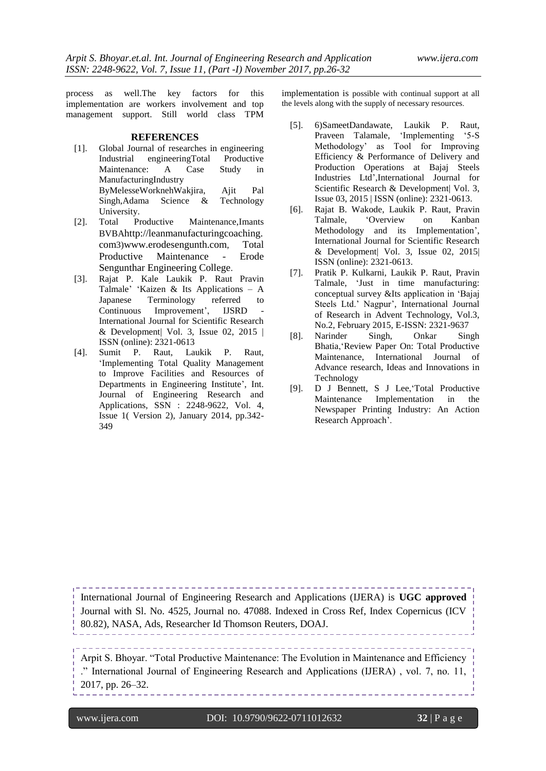process as well.The key factors for this implementation are workers involvement and top management support. Still world class TPM implementation is possible with continual support at all the levels along with the supply of necessary resources.

## REFERENCES

[1]. Global Journal of researches in engineering Industrial engineeringTotal Productive Maintenance: A Case Study in ManufacturingIndustry ByMelesseWorknehWakjira, Ajit Pal Singh,Adama Science & Technology University.

[2]. Total Productive Maintenance,Imants BVBAhttp://leanmanufacturingcoaching.com3)www.erodesengunth.com, Total Productive Maintenance - Erode Sengunthar Engineering College.

[3]. Rajat P. Kale Laukik P. Raut Pravin Talmale' 'Kaizen & Its Applications – A Japanese Terminology referred to Continuous Improvement', IJSRD - International Journal for Scientific Research & Development| Vol. 3, Issue 02, 2015 | ISSN (online): 2321-0613

[4]. Sumit P. Raut, Laukik P. Raut, 'Implementing Total Quality Management to Improve Facilities and Resources of Departments in Engineering Institute', Int. Journal of Engineering Research and Applications, SSN : 2248-9622, Vol. 4, Issue 1( Version 2), January 2014, pp.342-349

[5]. 6)SameetDandawate, Laukik P. Raut, Praveen Talamale, 'Implementing '5-S Methodology' as Tool for Improving Efficiency & Performance of Delivery and Production Operations at Bajaj Steels Industries Ltd',International Journal for Scientific Research & Development| Vol. 3, Issue 03, 2015 | ISSN (online): 2321-0613.

[6]. Rajat B. Wakode, Laukik P. Raut, Pravin Talmale, 'Overview on Kanban Methodology and its Implementation', International Journal for Scientific Research & Development| Vol. 3, Issue 02, 2015| ISSN (online): 2321-0613.

[7]. Pratik P. Kulkarni, Laukik P. Raut, Pravin Talmale, 'Just in time manufacturing: conceptual survey &Its application in 'Bajaj Steels Ltd.' Nagpur', International Journal of Research in Advent Technology, Vol.3, No.2, February 2015, E-ISSN: 2321-9637

[8]. Narinder Singh, Onkar Singh Bhatia,'Review Paper On: Total Productive Maintenance, International Journal of Advance research, Ideas and Innovations in Technology

[9]. D J Bennett, S J Lee,'Total Productive Maintenance Implementation in the Newspaper Printing Industry: An Action Research Approach'.

International Journal of Engineering Research and Applications (IJERA) is **UGC approved** Journal with Sl. No. 4525, Journal no. 47088. Indexed in Cross Ref, Index Copernicus (ICV 80.82), NASA, Ads, Researcher Id Thomson Reuters, DOAJ.

Arpit S. Bhoyar. "Total Productive Maintenance: The Evolution in Maintenance and Efficiency ." International Journal of Engineering Research and Applications (IJERA) , vol. 7, no. 11, 2017, pp. 26–32.